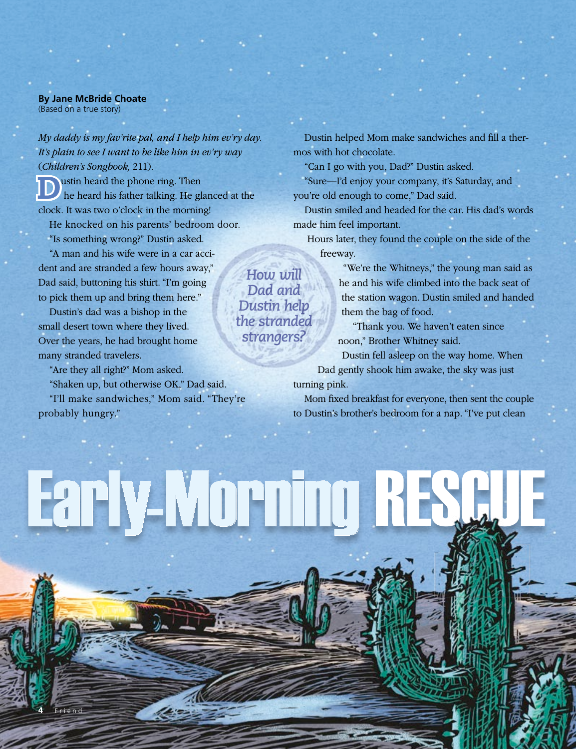# Early-Morning RESCUE

**By Jane McBride Choate**
(Based on a true story)

*My daddy is my fav'rite pal, and I help him ev'ry day.*
*It's plain to see I want to be like him in ev'ry way*
(*Children's Songbook,* 211).

Dustin heard the phone ring. Then he heard his father talking. He glanced at the clock. It was two o'clock in the morning!

He knocked on his parents' bedroom door.

"Is something wrong?" Dustin asked.

"A man and his wife were in a car accident and are stranded a few hours away," Dad said, buttoning his shirt. "I'm going to pick them up and bring them here."

Dustin's dad was a bishop in the small desert town where they lived. Over the years, he had brought home many stranded travelers.

"Are they all right?" Mom asked.

"Shaken up, but otherwise OK," Dad said.

"I'll make sandwiches," Mom said. "They're probably hungry."

*How will Dad and Dustin help the stranded strangers?*

Dustin helped Mom make sandwiches and fill a thermos with hot chocolate.

"Can I go with you, Dad?" Dustin asked.

"Sure—I'd enjoy your company, it's Saturday, and you're old enough to come," Dad said.

Dustin smiled and headed for the car. His dad's words made him feel important.

Hours later, they found the couple on the side of the freeway.

"We're the Whitneys," the young man said as he and his wife climbed into the back seat of the station wagon. Dustin smiled and handed them the bag of food.

"Thank you. We haven't eaten since noon," Brother Whitney said.

Dustin fell asleep on the way home. When Dad gently shook him awake, the sky was just turning pink.

Mom fixed breakfast for everyone, then sent the couple to Dustin's brother's bedroom for a nap. "I've put clean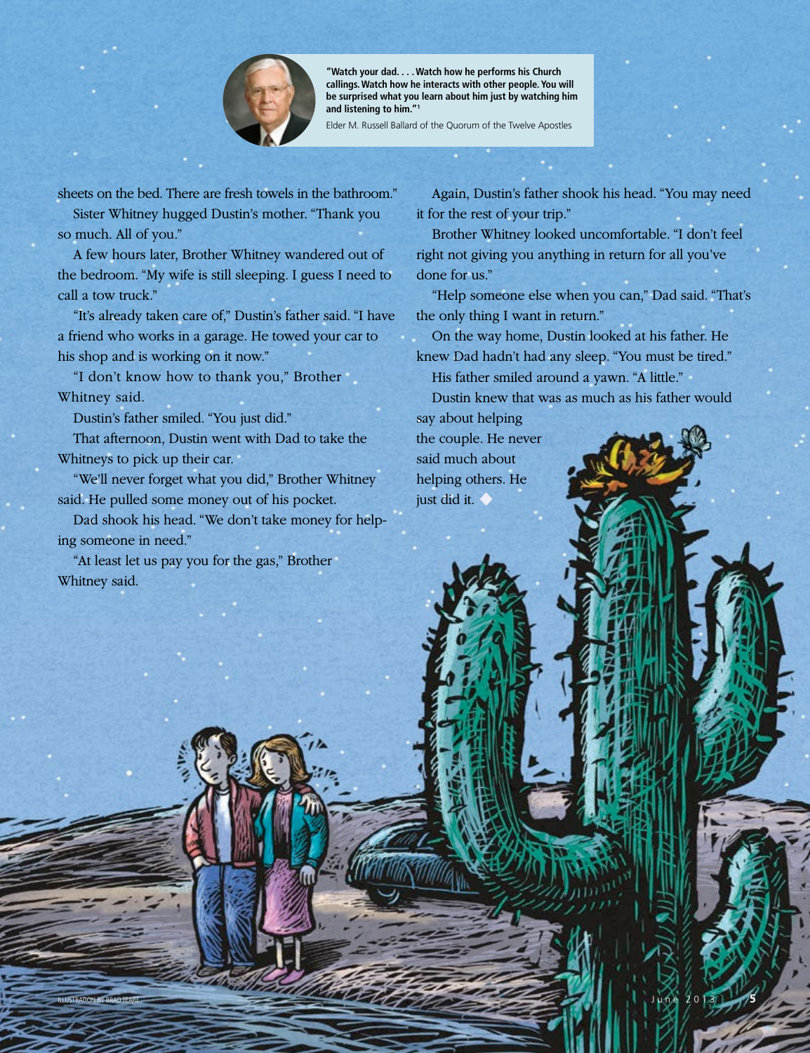**"Watch your dad. . . . Watch how he performs his Church callings. Watch how he interacts with other people. You will be surprised what you learn about him just by watching him and listening to him."[1]**

Elder M. Russell Ballard of the Quorum of the Twelve Apostles

sheets on the bed. There are fresh towels in the bathroom."

Sister Whitney hugged Dustin's mother. "Thank you so much. All of you."

A few hours later, Brother Whitney wandered out of the bedroom. "My wife is still sleeping. I guess I need to call a tow truck."

"It's already taken care of," Dustin's father said. "I have a friend who works in a garage. He towed your car to his shop and is working on it now."

"I don't know how to thank you," Brother Whitney said.

Dustin's father smiled. "You just did."

That afternoon, Dustin went with Dad to take the Whitneys to pick up their car.

"We'll never forget what you did," Brother Whitney said. He pulled some money out of his pocket.

Dad shook his head. "We don't take money for helping someone in need."

"At least let us pay you for the gas," Brother Whitney said.

Again, Dustin's father shook his head. "You may need it for the rest of your trip."

Brother Whitney looked uncomfortable. "I don't feel right not giving you anything in return for all you've done for us."

"Help someone else when you can," Dad said. "That's the only thing I want in return."

On the way home, Dustin looked at his father. He knew Dad hadn't had any sleep. "You must be tired."

His father smiled around a yawn. "A little."

Dustin knew that was as much as his father would say about helping the couple. He never said much about helping others. He just did it. ◆

ILLUSTRATION BY BRAD TEARE